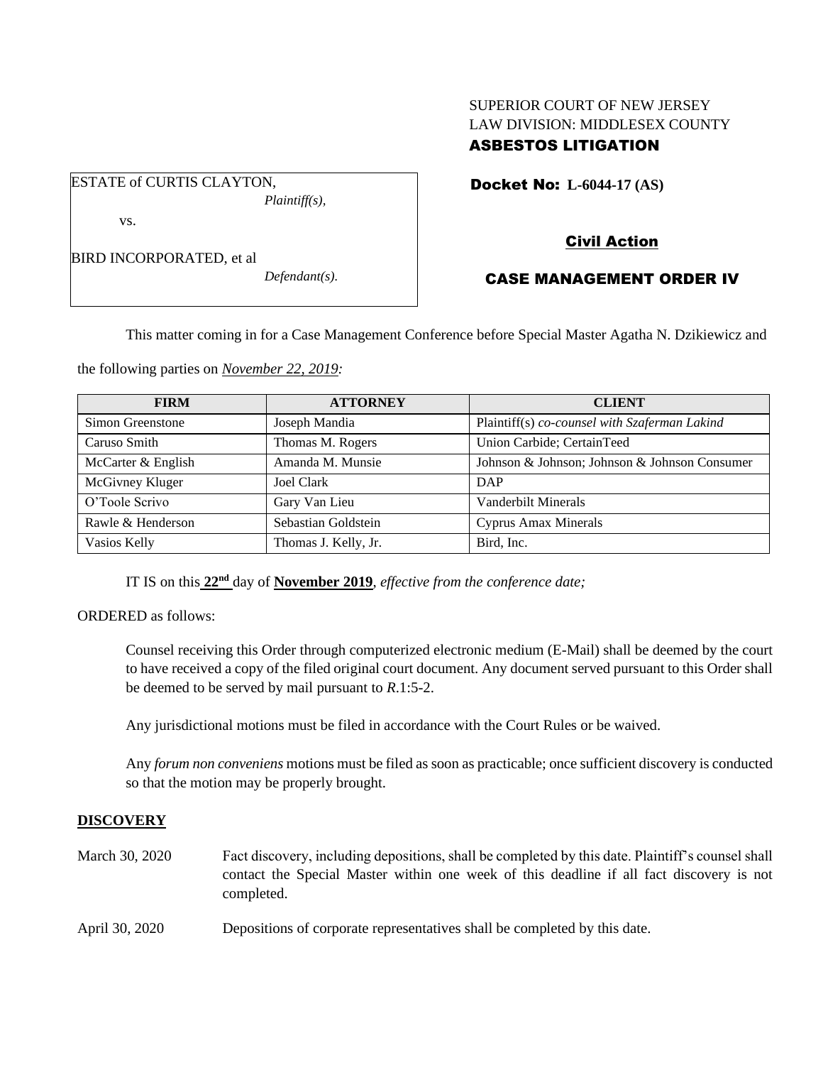SUPERIOR COURT OF NEW JERSEY
LAW DIVISION: MIDDLESEX COUNTY
**ASBESTOS LITIGATION**

ESTATE of CURTIS CLAYTON,
*Plaintiff(s),*

vs.

BIRD INCORPORATED, et al
*Defendant(s).*

**Docket No: L-6044-17 (AS)**

**Civil Action**

**CASE MANAGEMENT ORDER IV**

This matter coming in for a Case Management Conference before Special Master Agatha N. Dzikiewicz and the following parties on *November 22, 2019:*

| FIRM | ATTORNEY | CLIENT |
|---|---|---|
| Simon Greenstone | Joseph Mandia | Plaintiff(s) *co-counsel with Szaferman Lakind* |
| Caruso Smith | Thomas M. Rogers | Union Carbide; CertainTeed |
| McCarter & English | Amanda M. Munsie | Johnson & Johnson; Johnson & Johnson Consumer |
| McGivney Kluger | Joel Clark | DAP |
| O'Toole Scrivo | Gary Van Lieu | Vanderbilt Minerals |
| Rawle & Henderson | Sebastian Goldstein | Cyprus Amax Minerals |
| Vasios Kelly | Thomas J. Kelly, Jr. | Bird, Inc. |

IT IS on this **22nd** day of **November 2019**, *effective from the conference date;*

ORDERED as follows:

Counsel receiving this Order through computerized electronic medium (E-Mail) shall be deemed by the court to have received a copy of the filed original court document. Any document served pursuant to this Order shall be deemed to be served by mail pursuant to *R*.1:5-2.

Any jurisdictional motions must be filed in accordance with the Court Rules or be waived.

Any *forum non conveniens* motions must be filed as soon as practicable; once sufficient discovery is conducted so that the motion may be properly brought.

## DISCOVERY

March 30, 2020 — Fact discovery, including depositions, shall be completed by this date. Plaintiff's counsel shall contact the Special Master within one week of this deadline if all fact discovery is not completed.

April 30, 2020 — Depositions of corporate representatives shall be completed by this date.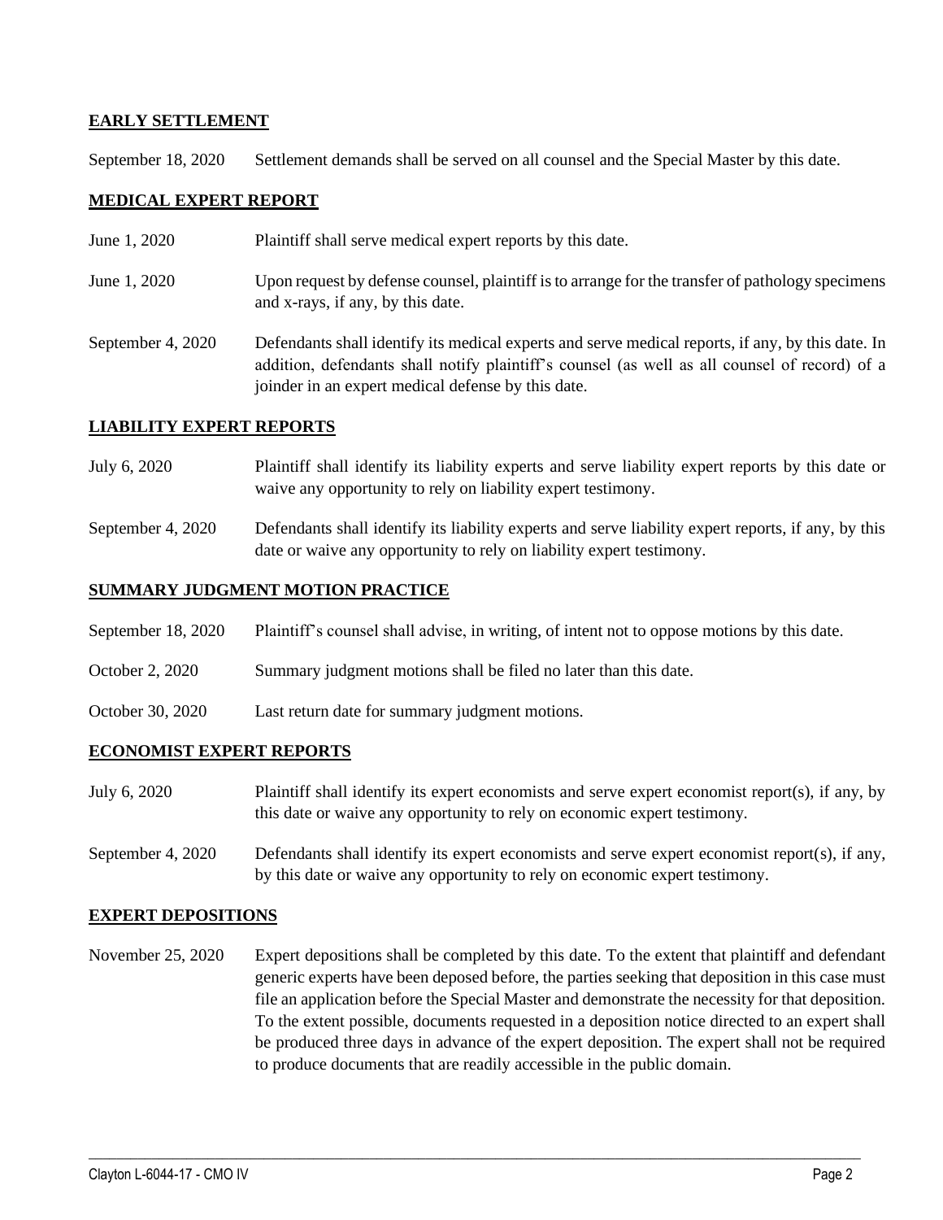**EARLY SETTLEMENT**

September 18, 2020 Settlement demands shall be served on all counsel and the Special Master by this date.

**MEDICAL EXPERT REPORT**

June 1, 2020 Plaintiff shall serve medical expert reports by this date.

June 1, 2020 Upon request by defense counsel, plaintiff is to arrange for the transfer of pathology specimens and x-rays, if any, by this date.

September 4, 2020 Defendants shall identify its medical experts and serve medical reports, if any, by this date. In addition, defendants shall notify plaintiff's counsel (as well as all counsel of record) of a joinder in an expert medical defense by this date.

**LIABILITY EXPERT REPORTS**

July 6, 2020 Plaintiff shall identify its liability experts and serve liability expert reports by this date or waive any opportunity to rely on liability expert testimony.

September 4, 2020 Defendants shall identify its liability experts and serve liability expert reports, if any, by this date or waive any opportunity to rely on liability expert testimony.

**SUMMARY JUDGMENT MOTION PRACTICE**

September 18, 2020 Plaintiff's counsel shall advise, in writing, of intent not to oppose motions by this date.

October 2, 2020 Summary judgment motions shall be filed no later than this date.

October 30, 2020 Last return date for summary judgment motions.

**ECONOMIST EXPERT REPORTS**

July 6, 2020 Plaintiff shall identify its expert economists and serve expert economist report(s), if any, by this date or waive any opportunity to rely on economic expert testimony.

September 4, 2020 Defendants shall identify its expert economists and serve expert economist report(s), if any, by this date or waive any opportunity to rely on economic expert testimony.

**EXPERT DEPOSITIONS**

November 25, 2020 Expert depositions shall be completed by this date. To the extent that plaintiff and defendant generic experts have been deposed before, the parties seeking that deposition in this case must file an application before the Special Master and demonstrate the necessity for that deposition. To the extent possible, documents requested in a deposition notice directed to an expert shall be produced three days in advance of the expert deposition. The expert shall not be required to produce documents that are readily accessible in the public domain.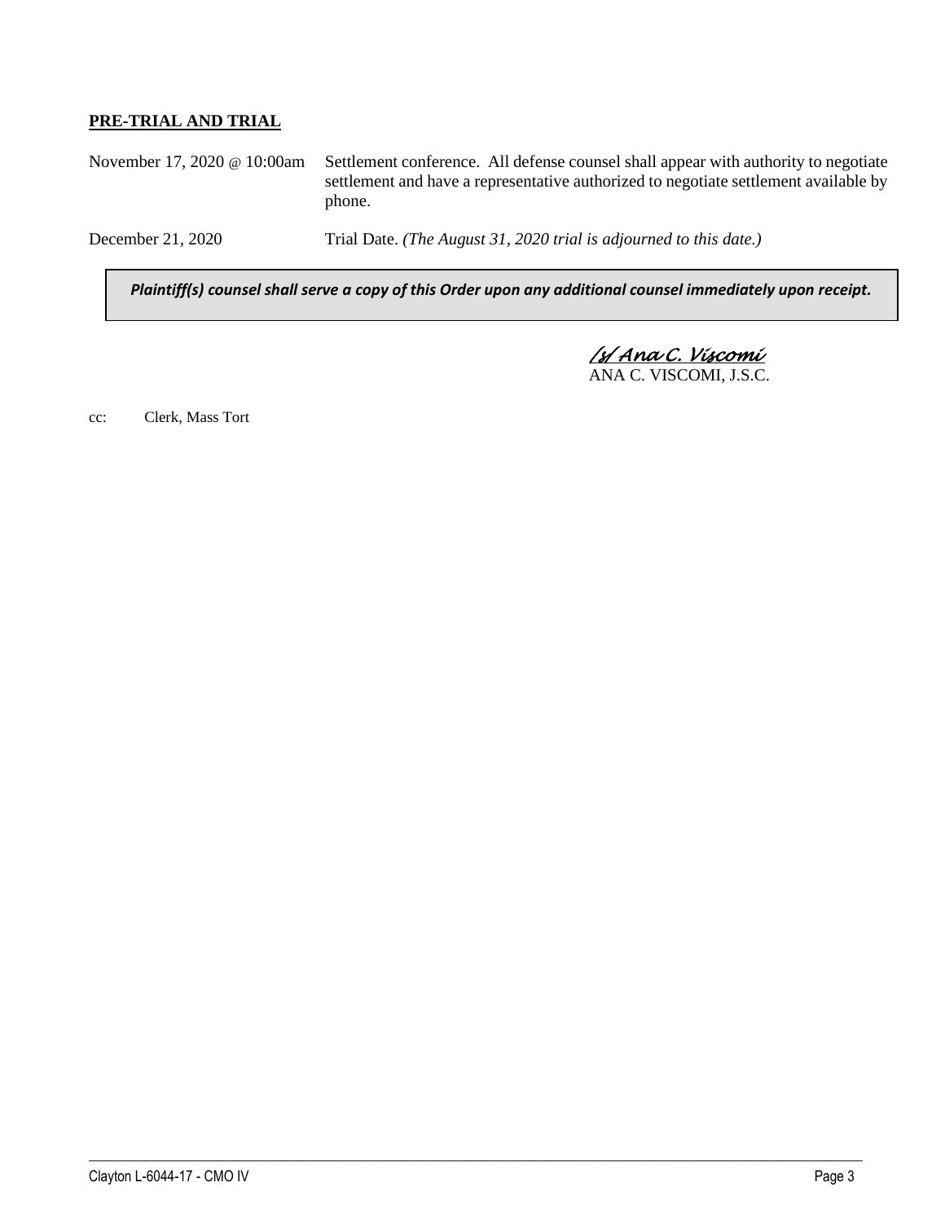**PRE-TRIAL AND TRIAL**

| | |
|---|---|
| November 17, 2020 @ 10:00am | Settlement conference. All defense counsel shall appear with authority to negotiate settlement and have a representative authorized to negotiate settlement available by phone. |
| December 21, 2020 | Trial Date. *(The August 31, 2020 trial is adjourned to this date.)* |

***Plaintiff(s) counsel shall serve a copy of this Order upon any additional counsel immediately upon receipt.***

*/s/ Ana C. Viscomi*
ANA C. VISCOMI, J.S.C.

cc: Clerk, Mass Tort